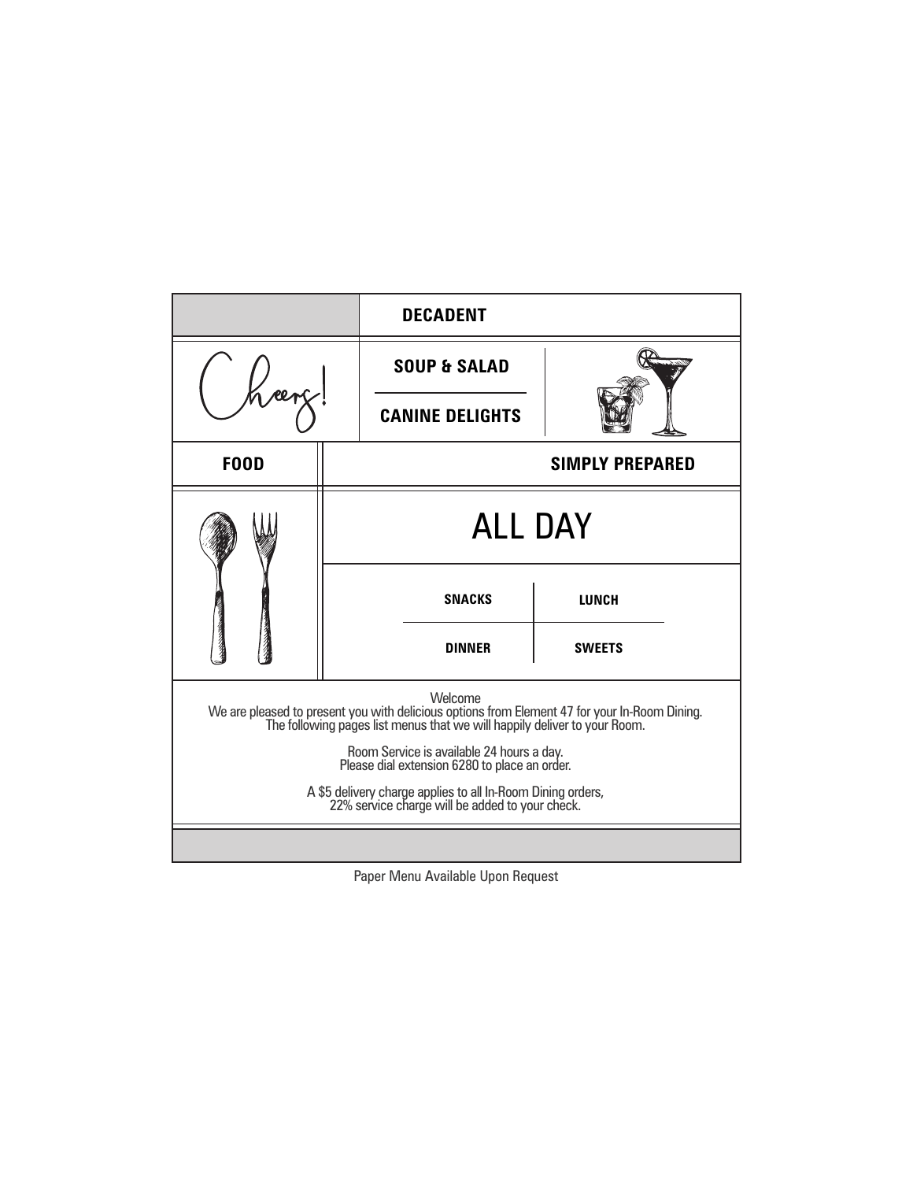**DECADENT**

*Cheers!*

**SOUP & SALAD**

**CANINE DELIGHTS**

**FOOD**

**SIMPLY PREPARED**

# ALL DAY

| **SNACKS** | **LUNCH** |
| --- | --- |
| **DINNER** | **SWEETS** |

Welcome
We are pleased to present you with delicious options from Element 47 for your In-Room Dining.
The following pages list menus that we will happily deliver to your Room.

Room Service is available 24 hours a day.
Please dial extension 6280 to place an order.

A $5 delivery charge applies to all In-Room Dining orders,
22% service charge will be added to your check.

Paper Menu Available Upon Request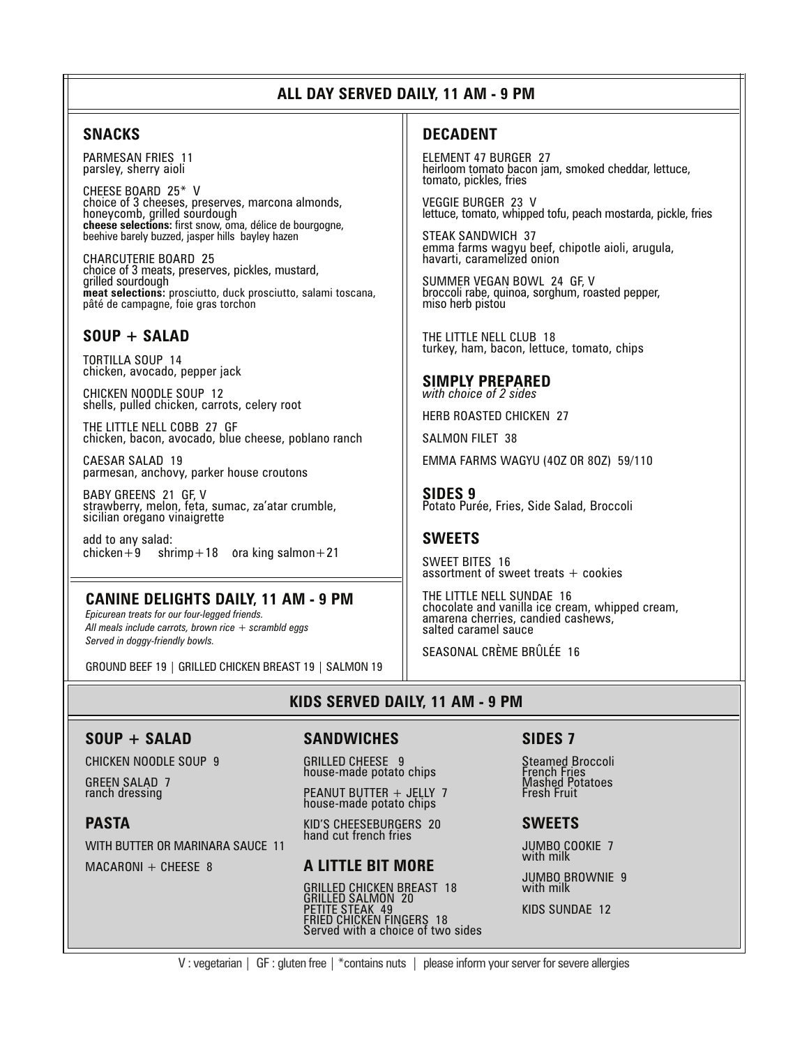## ALL DAY SERVED DAILY, 11 AM - 9 PM

### SNACKS

PARMESAN FRIES 11
parsley, sherry aioli

CHEESE BOARD 25* V
choice of 3 cheeses, preserves, marcona almonds, honeycomb, grilled sourdough
**cheese selections:** first snow, oma, délice de bourgogne, beehive barely buzzed, jasper hills bayley hazen

CHARCUTERIE BOARD 25
choice of 3 meats, preserves, pickles, mustard, grilled sourdough
**meat selections:** prosciutto, duck prosciutto, salami toscana, pâté de campagne, foie gras torchon

### SOUP + SALAD

TORTILLA SOUP 14
chicken, avocado, pepper jack

CHICKEN NOODLE SOUP 12
shells, pulled chicken, carrots, celery root

THE LITTLE NELL COBB 27 GF
chicken, bacon, avocado, blue cheese, poblano ranch

CAESAR SALAD 19
parmesan, anchovy, parker house croutons

BABY GREENS 21 GF, V
strawberry, melon, feta, sumac, za'atar crumble, sicilian oregano vinaigrette

add to any salad:
chicken+9 shrimp+18 ora king salmon+21

### CANINE DELIGHTS DAILY, 11 AM - 9 PM

*Epicurean treats for our four-legged friends.*
*All meals include carrots, brown rice + scrambld eggs*
*Served in doggy-friendly bowls.*

GROUND BEEF 19 | GRILLED CHICKEN BREAST 19 | SALMON 19

### DECADENT

ELEMENT 47 BURGER 27
heirloom tomato bacon jam, smoked cheddar, lettuce, tomato, pickles, fries

VEGGIE BURGER 23 V
lettuce, tomato, whipped tofu, peach mostarda, pickle, fries

STEAK SANDWICH 37
emma farms wagyu beef, chipotle aioli, arugula, havarti, caramelized onion

SUMMER VEGAN BOWL 24 GF, V
broccoli rabe, quinoa, sorghum, roasted pepper, miso herb pistou

THE LITTLE NELL CLUB 18
turkey, ham, bacon, lettuce, tomato, chips

### SIMPLY PREPARED

*with choice of 2 sides*

HERB ROASTED CHICKEN 27

SALMON FILET 38

EMMA FARMS WAGYU (4OZ OR 8OZ) 59/110

### SIDES 9

Potato Purée, Fries, Side Salad, Broccoli

### SWEETS

SWEET BITES 16
assortment of sweet treats + cookies

THE LITTLE NELL SUNDAE 16
chocolate and vanilla ice cream, whipped cream, amarena cherries, candied cashews, salted caramel sauce

SEASONAL CRÈME BRÛLÉE 16

## KIDS SERVED DAILY, 11 AM - 9 PM

### SOUP + SALAD

CHICKEN NOODLE SOUP 9

GREEN SALAD 7
ranch dressing

### PASTA

WITH BUTTER OR MARINARA SAUCE 11

MACARONI + CHEESE 8

### SANDWICHES

GRILLED CHEESE 9
house-made potato chips

PEANUT BUTTER + JELLY 7
house-made potato chips

KID'S CHEESEBURGERS 20
hand cut french fries

### A LITTLE BIT MORE

GRILLED CHICKEN BREAST 18
GRILLED SALMON 20
PETITE STEAK 49
FRIED CHICKEN FINGERS 18
Served with a choice of two sides

### SIDES 7

Steamed Broccoli
French Fries
Mashed Potatoes
Fresh Fruit

### SWEETS

JUMBO COOKIE 7
with milk

JUMBO BROWNIE 9
with milk

KIDS SUNDAE 12

V : vegetarian | GF : gluten free | *contains nuts | please inform your server for severe allergies